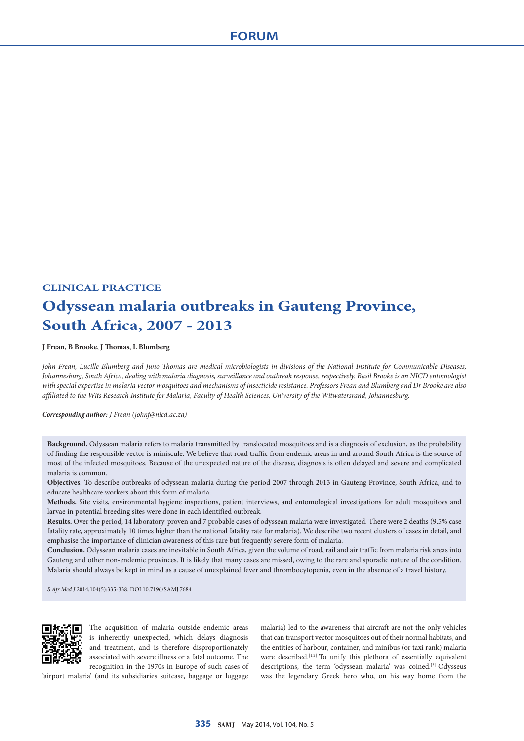**CLINICAL PRACTICE**

# Odyssean malaria outbreaks in Gauteng Province, South Africa, 2007 - 2013

**J Frean**, **B Brooke**, **J Thomas**, **L Blumberg**

*John Frean, Lucille Blumberg and Juno Thomas are medical microbiologists in divisions of the National Institute for Communicable Diseases, Johannesburg, South Africa, dealing with malaria diagnosis, surveillance and outbreak response, respectively. Basil Brooke is an NICD entomologist with special expertise in malaria vector mosquitoes and mechanisms of insecticide resistance. Professors Frean and Blumberg and Dr Brooke are also affiliated to the Wits Research Institute for Malaria, Faculty of Health Sciences, University of the Witwatersrand, Johannesburg.*

***Corresponding author:*** *J Frean (johnf@nicd.ac.za)*

**Background.** Odyssean malaria refers to malaria transmitted by translocated mosquitoes and is a diagnosis of exclusion, as the probability of finding the responsible vector is miniscule. We believe that road traffic from endemic areas in and around South Africa is the source of most of the infected mosquitoes. Because of the unexpected nature of the disease, diagnosis is often delayed and severe and complicated malaria is common.

**Objectives.** To describe outbreaks of odyssean malaria during the period 2007 through 2013 in Gauteng Province, South Africa, and to educate healthcare workers about this form of malaria.

**Methods.** Site visits, environmental hygiene inspections, patient interviews, and entomological investigations for adult mosquitoes and larvae in potential breeding sites were done in each identified outbreak.

**Results.** Over the period, 14 laboratory-proven and 7 probable cases of odyssean malaria were investigated. There were 2 deaths (9.5% case fatality rate, approximately 10 times higher than the national fatality rate for malaria). We describe two recent clusters of cases in detail, and emphasise the importance of clinician awareness of this rare but frequently severe form of malaria.

**Conclusion.** Odyssean malaria cases are inevitable in South Africa, given the volume of road, rail and air traffic from malaria risk areas into Gauteng and other non-endemic provinces. It is likely that many cases are missed, owing to the rare and sporadic nature of the condition. Malaria should always be kept in mind as a cause of unexplained fever and thrombocytopenia, even in the absence of a travel history.

*S Afr Med J* 2014;104(5):335-338. DOI:10.7196/SAMJ.7684

The acquisition of malaria outside endemic areas is inherently unexpected, which delays diagnosis and treatment, and is therefore disproportionately associated with severe illness or a fatal outcome. The recognition in the 1970s in Europe of such cases of 'airport malaria' (and its subsidiaries suitcase, baggage or luggage malaria) led to the awareness that aircraft are not the only vehicles that can transport vector mosquitoes out of their normal habitats, and the entities of harbour, container, and minibus (or taxi rank) malaria were described.[1,2] To unify this plethora of essentially equivalent descriptions, the term 'odyssean malaria' was coined.[3] Odysseus was the legendary Greek hero who, on his way home from the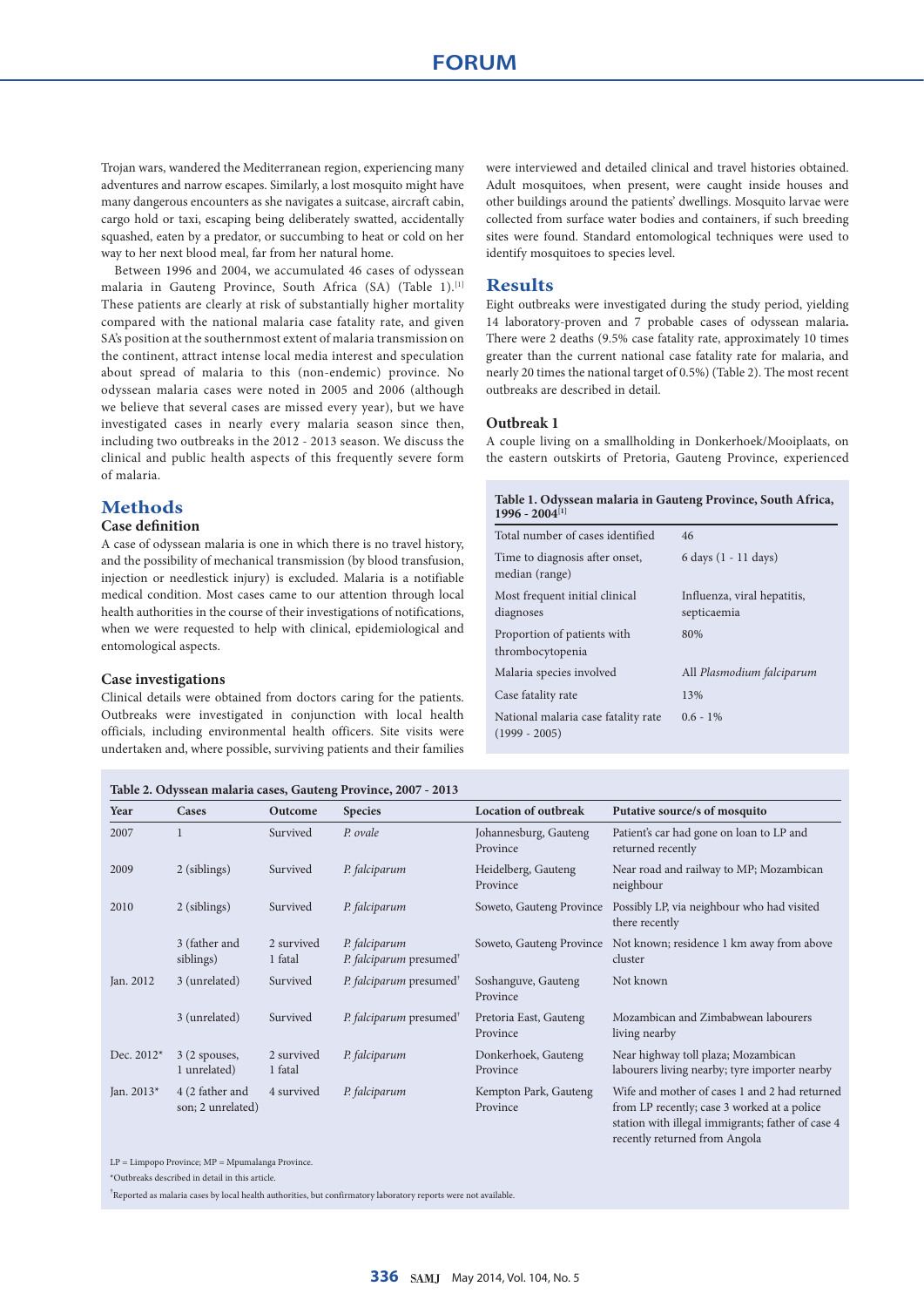Trojan wars, wandered the Mediterranean region, experiencing many adventures and narrow escapes. Similarly, a lost mosquito might have many dangerous encounters as she navigates a suitcase, aircraft cabin, cargo hold or taxi, escaping being deliberately swatted, accidentally squashed, eaten by a predator, or succumbing to heat or cold on her way to her next blood meal, far from her natural home.

Between 1996 and 2004, we accumulated 46 cases of odyssean malaria in Gauteng Province, South Africa (SA) (Table 1).[1] These patients are clearly at risk of substantially higher mortality compared with the national malaria case fatality rate, and given SA's position at the southernmost extent of malaria transmission on the continent, attract intense local media interest and speculation about spread of malaria to this (non-endemic) province. No odyssean malaria cases were noted in 2005 and 2006 (although we believe that several cases are missed every year), but we have investigated cases in nearly every malaria season since then, including two outbreaks in the 2012 - 2013 season. We discuss the clinical and public health aspects of this frequently severe form of malaria.

## Methods

### Case definition

A case of odyssean malaria is one in which there is no travel history, and the possibility of mechanical transmission (by blood transfusion, injection or needlestick injury) is excluded. Malaria is a notifiable medical condition. Most cases came to our attention through local health authorities in the course of their investigations of notifications, when we were requested to help with clinical, epidemiological and entomological aspects.

### Case investigations

Clinical details were obtained from doctors caring for the patients. Outbreaks were investigated in conjunction with local health officials, including environmental health officers. Site visits were undertaken and, where possible, surviving patients and their families were interviewed and detailed clinical and travel histories obtained. Adult mosquitoes, when present, were caught inside houses and other buildings around the patients' dwellings. Mosquito larvae were collected from surface water bodies and containers, if such breeding sites were found. Standard entomological techniques were used to identify mosquitoes to species level.

## Results

Eight outbreaks were investigated during the study period, yielding 14 laboratory-proven and 7 probable cases of odyssean malaria**.** There were 2 deaths (9.5% case fatality rate, approximately 10 times greater than the current national case fatality rate for malaria, and nearly 20 times the national target of 0.5%) (Table 2). The most recent outbreaks are described in detail.

### Outbreak 1

A couple living on a smallholding in Donkerhoek/Mooiplaats, on the eastern outskirts of Pretoria, Gauteng Province, experienced

**Table 1. Odyssean malaria in Gauteng Province, South Africa, 1996 - 2004[1]**

| | |
|---|---|
| Total number of cases identified | 46 |
| Time to diagnosis after onset, median (range) | 6 days (1 - 11 days) |
| Most frequent initial clinical diagnoses | Influenza, viral hepatitis, septicaemia |
| Proportion of patients with thrombocytopenia | 80% |
| Malaria species involved | All *Plasmodium falciparum* |
| Case fatality rate | 13% |
| National malaria case fatality rate (1999 - 2005) | 0.6 - 1% |

**Table 2. Odyssean malaria cases, Gauteng Province, 2007 - 2013**

| Year | Cases | Outcome | Species | Location of outbreak | Putative source/s of mosquito |
|---|---|---|---|---|---|
| 2007 | 1 | Survived | *P. ovale* | Johannesburg, Gauteng Province | Patient's car had gone on loan to LP and returned recently |
| 2009 | 2 (siblings) | Survived | *P. falciparum* | Heidelberg, Gauteng Province | Near road and railway to MP; Mozambican neighbour |
| 2010 | 2 (siblings) | Survived | *P. falciparum* | Soweto, Gauteng Province | Possibly LP, via neighbour who had visited there recently |
| | 3 (father and siblings) | 2 survived 1 fatal | *P. falciparum* *P. falciparum* presumed† | Soweto, Gauteng Province | Not known; residence 1 km away from above cluster |
| Jan. 2012 | 3 (unrelated) | Survived | *P. falciparum* presumed† | Soshanguve, Gauteng Province | Not known |
| | 3 (unrelated) | Survived | *P. falciparum* presumed† | Pretoria East, Gauteng Province | Mozambican and Zimbabwean labourers living nearby |
| Dec. 2012* | 3 (2 spouses, 1 unrelated) | 2 survived 1 fatal | *P. falciparum* | Donkerhoek, Gauteng Province | Near highway toll plaza; Mozambican labourers living nearby; tyre importer nearby |
| Jan. 2013* | 4 (2 father and son; 2 unrelated) | 4 survived | *P. falciparum* | Kempton Park, Gauteng Province | Wife and mother of cases 1 and 2 had returned from LP recently; case 3 worked at a police station with illegal immigrants; father of case 4 recently returned from Angola |

LP = Limpopo Province; MP = Mpumalanga Province.

*Outbreaks described in detail in this article.

†Reported as malaria cases by local health authorities, but confirmatory laboratory reports were not available.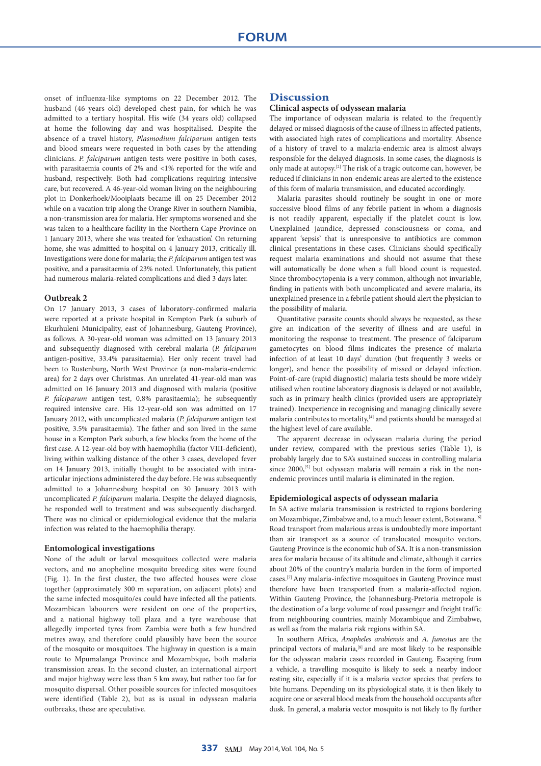onset of influenza-like symptoms on 22 December 2012. The husband (46 years old) developed chest pain, for which he was admitted to a tertiary hospital. His wife (34 years old) collapsed at home the following day and was hospitalised. Despite the absence of a travel history, *Plasmodium falciparum* antigen tests and blood smears were requested in both cases by the attending clinicians. *P. falciparum* antigen tests were positive in both cases, with parasitaemia counts of 2% and <1% reported for the wife and husband, respectively. Both had complications requiring intensive care, but recovered. A 46-year-old woman living on the neighbouring plot in Donkerhoek/Mooiplaats became ill on 25 December 2012 while on a vacation trip along the Orange River in southern Namibia, a non-transmission area for malaria. Her symptoms worsened and she was taken to a healthcare facility in the Northern Cape Province on 1 January 2013, where she was treated for 'exhaustion'. On returning home, she was admitted to hospital on 4 January 2013, critically ill. Investigations were done for malaria; the *P. falciparum* antigen test was positive, and a parasitaemia of 23% noted. Unfortunately, this patient had numerous malaria-related complications and died 3 days later.

### Outbreak 2

On 17 January 2013, 3 cases of laboratory-confirmed malaria were reported at a private hospital in Kempton Park (a suburb of Ekurhuleni Municipality, east of Johannesburg, Gauteng Province), as follows. A 30-year-old woman was admitted on 13 January 2013 and subsequently diagnosed with cerebral malaria (*P. falciparum* antigen-positive, 33.4% parasitaemia). Her only recent travel had been to Rustenburg, North West Province (a non-malaria-endemic area) for 2 days over Christmas. An unrelated 41-year-old man was admitted on 16 January 2013 and diagnosed with malaria (positive *P. falciparum* antigen test, 0.8% parasitaemia); he subsequently required intensive care. His 12-year-old son was admitted on 17 January 2012, with uncomplicated malaria (*P. falciparum* antigen test positive, 3.5% parasitaemia). The father and son lived in the same house in a Kempton Park suburb, a few blocks from the home of the first case. A 12-year-old boy with haemophilia (factor VIII-deficient), living within walking distance of the other 3 cases, developed fever on 14 January 2013, initially thought to be associated with intra-articular injections administered the day before. He was subsequently admitted to a Johannesburg hospital on 30 January 2013 with uncomplicated *P. falciparum* malaria. Despite the delayed diagnosis, he responded well to treatment and was subsequently discharged. There was no clinical or epidemiological evidence that the malaria infection was related to the haemophilia therapy.

### Entomological investigations

None of the adult or larval mosquitoes collected were malaria vectors, and no anopheline mosquito breeding sites were found (Fig. 1). In the first cluster, the two affected houses were close together (approximately 300 m separation, on adjacent plots) and the same infected mosquito/es could have infected all the patients. Mozambican labourers were resident on one of the properties, and a national highway toll plaza and a tyre warehouse that allegedly imported tyres from Zambia were both a few hundred metres away, and therefore could plausibly have been the source of the mosquito or mosquitoes. The highway in question is a main route to Mpumalanga Province and Mozambique, both malaria transmission areas. In the second cluster, an international airport and major highway were less than 5 km away, but rather too far for mosquito dispersal. Other possible sources for infected mosquitoes were identified (Table 2), but as is usual in odyssean malaria outbreaks, these are speculative.

## Discussion

### Clinical aspects of odyssean malaria

The importance of odyssean malaria is related to the frequently delayed or missed diagnosis of the cause of illness in affected patients, with associated high rates of complications and mortality. Absence of a history of travel to a malaria-endemic area is almost always responsible for the delayed diagnosis. In some cases, the diagnosis is only made at autopsy.[2] The risk of a tragic outcome can, however, be reduced if clinicians in non-endemic areas are alerted to the existence of this form of malaria transmission, and educated accordingly.

Malaria parasites should routinely be sought in one or more successive blood films of any febrile patient in whom a diagnosis is not readily apparent, especially if the platelet count is low. Unexplained jaundice, depressed consciousness or coma, and apparent 'sepsis' that is unresponsive to antibiotics are common clinical presentations in these cases. Clinicians should specifically request malaria examinations and should not assume that these will automatically be done when a full blood count is requested. Since thrombocytopenia is a very common, although not invariable, finding in patients with both uncomplicated and severe malaria, its unexplained presence in a febrile patient should alert the physician to the possibility of malaria.

Quantitative parasite counts should always be requested, as these give an indication of the severity of illness and are useful in monitoring the response to treatment. The presence of falciparum gametocytes on blood films indicates the presence of malaria infection of at least 10 days' duration (but frequently 3 weeks or longer), and hence the possibility of missed or delayed infection. Point-of-care (rapid diagnostic) malaria tests should be more widely utilised when routine laboratory diagnosis is delayed or not available, such as in primary health clinics (provided users are appropriately trained). Inexperience in recognising and managing clinically severe malaria contributes to mortality,[4] and patients should be managed at the highest level of care available.

The apparent decrease in odyssean malaria during the period under review, compared with the previous series (Table 1), is probably largely due to SA's sustained success in controlling malaria since 2000,[5] but odyssean malaria will remain a risk in the non-endemic provinces until malaria is eliminated in the region.

### Epidemiological aspects of odyssean malaria

In SA active malaria transmission is restricted to regions bordering on Mozambique, Zimbabwe and, to a much lesser extent, Botswana.[6] Road transport from malarious areas is undoubtedly more important than air transport as a source of translocated mosquito vectors. Gauteng Province is the economic hub of SA. It is a non-transmission area for malaria because of its altitude and climate, although it carries about 20% of the country's malaria burden in the form of imported cases.[7] Any malaria-infective mosquitoes in Gauteng Province must therefore have been transported from a malaria-affected region. Within Gauteng Province, the Johannesburg-Pretoria metropole is the destination of a large volume of road passenger and freight traffic from neighbouring countries, mainly Mozambique and Zimbabwe, as well as from the malaria risk regions within SA.

In southern Africa, *Anopheles arabiensis* and *A. funestus* are the principal vectors of malaria,[8] and are most likely to be responsible for the odyssean malaria cases recorded in Gauteng. Escaping from a vehicle, a travelling mosquito is likely to seek a nearby indoor resting site, especially if it is a malaria vector species that prefers to bite humans. Depending on its physiological state, it is then likely to acquire one or several blood meals from the household occupants after dusk. In general, a malaria vector mosquito is not likely to fly further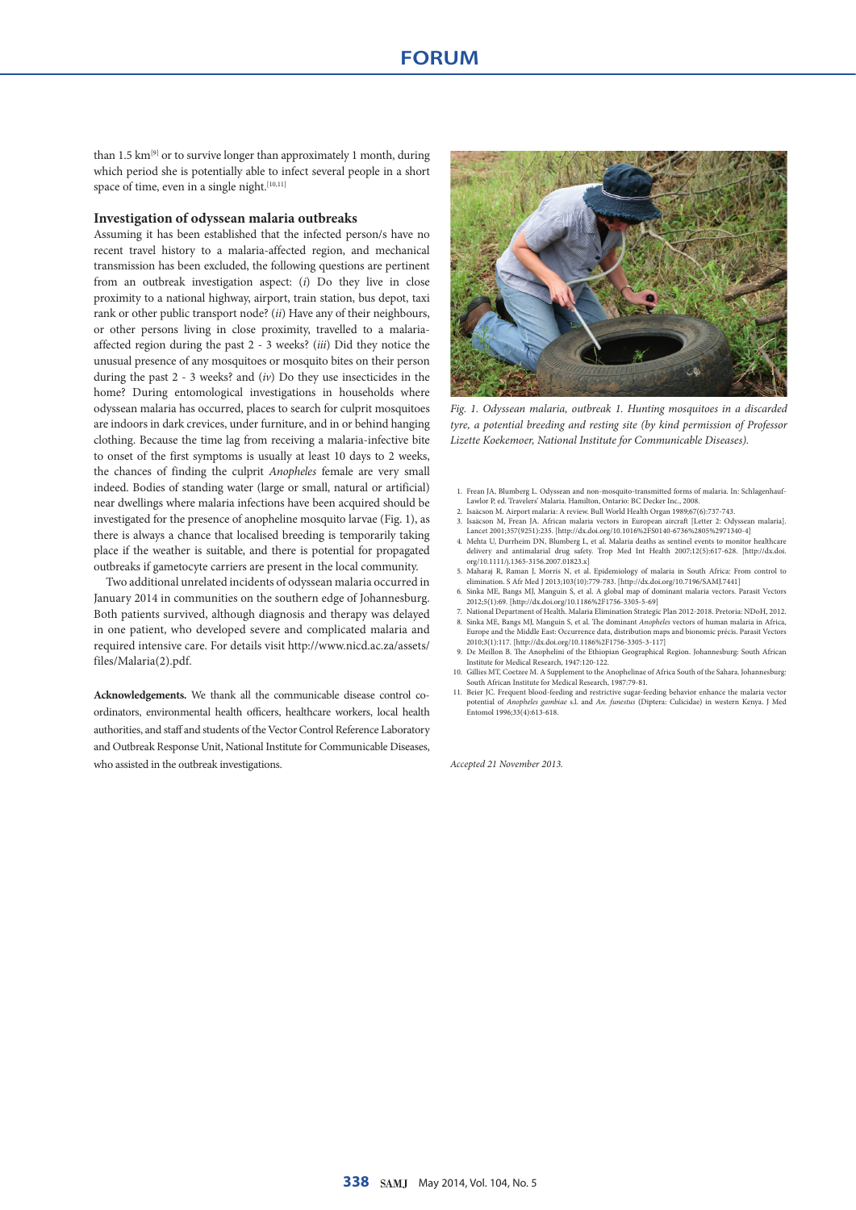than 1.5 km[9] or to survive longer than approximately 1 month, during which period she is potentially able to infect several people in a short space of time, even in a single night.[10,11]

### Investigation of odyssean malaria outbreaks

Assuming it has been established that the infected person/s have no recent travel history to a malaria-affected region, and mechanical transmission has been excluded, the following questions are pertinent from an outbreak investigation aspect: (*i*) Do they live in close proximity to a national highway, airport, train station, bus depot, taxi rank or other public transport node? (*ii*) Have any of their neighbours, or other persons living in close proximity, travelled to a malaria-affected region during the past 2 - 3 weeks? (*iii*) Did they notice the unusual presence of any mosquitoes or mosquito bites on their person during the past 2 - 3 weeks? and (*iv*) Do they use insecticides in the home? During entomological investigations in households where odyssean malaria has occurred, places to search for culprit mosquitoes are indoors in dark crevices, under furniture, and in or behind hanging clothing. Because the time lag from receiving a malaria-infective bite to onset of the first symptoms is usually at least 10 days to 2 weeks, the chances of finding the culprit *Anopheles* female are very small indeed. Bodies of standing water (large or small, natural or artificial) near dwellings where malaria infections have been acquired should be investigated for the presence of anopheline mosquito larvae (Fig. 1), as there is always a chance that localised breeding is temporarily taking place if the weather is suitable, and there is potential for propagated outbreaks if gametocyte carriers are present in the local community.

Two additional unrelated incidents of odyssean malaria occurred in January 2014 in communities on the southern edge of Johannesburg. Both patients survived, although diagnosis and therapy was delayed in one patient, who developed severe and complicated malaria and required intensive care. For details visit http://www.nicd.ac.za/assets/files/Malaria(2).pdf.

**Acknowledgements.** We thank all the communicable disease control co-ordinators, environmental health officers, healthcare workers, local health authorities, and staff and students of the Vector Control Reference Laboratory and Outbreak Response Unit, National Institute for Communicable Diseases, who assisted in the outbreak investigations.

*Fig. 1. Odyssean malaria, outbreak 1. Hunting mosquitoes in a discarded tyre, a potential breeding and resting site (by kind permission of Professor Lizette Koekemoer, National Institute for Communicable Diseases).*

1. Frean JA, Blumberg L. Odyssean and non-mosquito-transmitted forms of malaria. In: Schlagenhauf-Lawlor P, ed. Travelers' Malaria. Hamilton, Ontario: BC Decker Inc., 2008.
2. Isaäcson M. Airport malaria: A review. Bull World Health Organ 1989;67(6):737-743.
3. Isaäcson M, Frean JA. African malaria vectors in European aircraft [Letter 2: Odyssean malaria]. Lancet 2001;357(9251):235. [http://dx.doi.org/10.1016%2FS0140-6736%2805%2971340-4]
4. Mehta U, Durrheim DN, Blumberg L, et al. Malaria deaths as sentinel events to monitor healthcare delivery and antimalarial drug safety. Trop Med Int Health 2007;12(5):617-628. [http://dx.doi.org/10.1111/j.1365-3156.2007.01823.x]
5. Maharaj R, Raman J, Morris N, et al. Epidemiology of malaria in South Africa: From control to elimination. S Afr Med J 2013;103(10):779-783. [http://dx.doi.org/10.7196/SAMJ.7441]
6. Sinka ME, Bangs MJ, Manguin S, et al. A global map of dominant malaria vectors. Parasit Vectors 2012;5(1):69. [http://dx.doi.org/10.1186%2F1756-3305-5-69]
7. National Department of Health. Malaria Elimination Strategic Plan 2012-2018. Pretoria: NDoH, 2012.
8. Sinka ME, Bangs MJ, Manguin S, et al. The dominant *Anopheles* vectors of human malaria in Africa, Europe and the Middle East: Occurrence data, distribution maps and bionomic précis. Parasit Vectors 2010;3(1):117. [http://dx.doi.org/10.1186%2F1756-3305-3-117]
9. De Meillon B. The Anophelini of the Ethiopian Geographical Region. Johannesburg: South African Institute for Medical Research, 1947:120-122.
10. Gillies MT, Coetzee M. A Supplement to the Anophelinae of Africa South of the Sahara. Johannesburg: South African Institute for Medical Research, 1987:79-81.
11. Beier JC. Frequent blood-feeding and restrictive sugar-feeding behavior enhance the malaria vector potential of *Anopheles gambiae* s.l. and *An. funestus* (Diptera: Culicidae) in western Kenya. J Med Entomol 1996;33(4):613-618.

*Accepted 21 November 2013.*